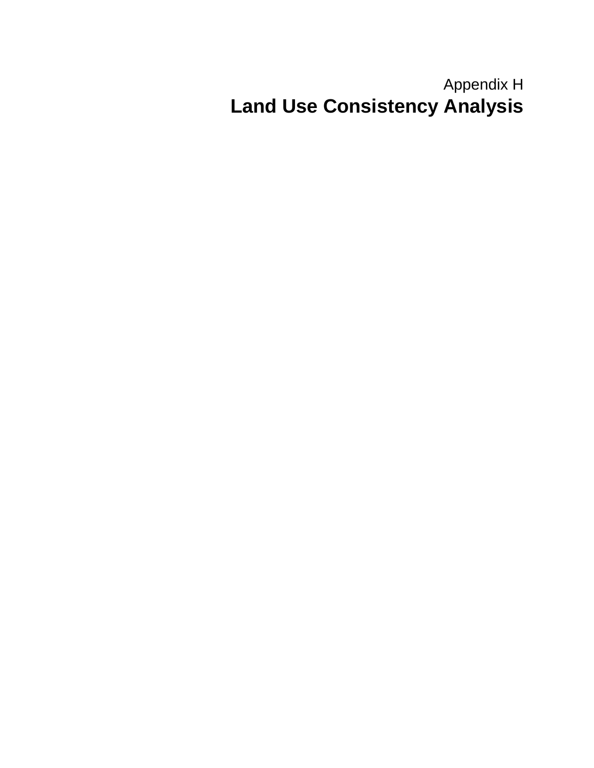Appendix H

# Land Use Consistency Analysis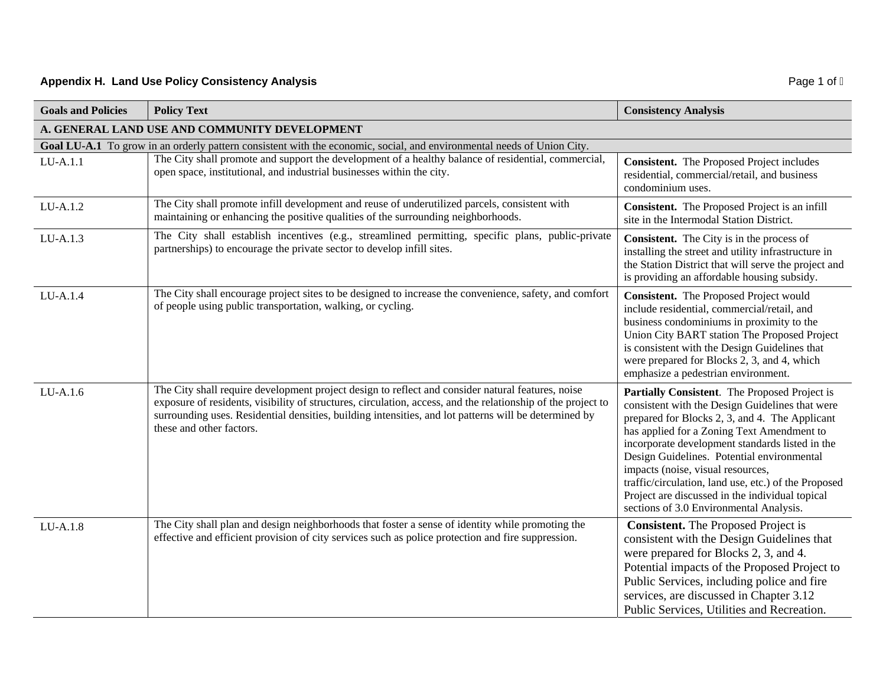## Appendix H. Land Use Policy Consistency Analysis

| Goals and Policies | Policy Text | Consistency Analysis |
|---|---|---|
| **A. GENERAL LAND USE AND COMMUNITY DEVELOPMENT** | | |
| **Goal LU-A.1** To grow in an orderly pattern consistent with the economic, social, and environmental needs of Union City. | | |
| LU-A.1.1 | The City shall promote and support the development of a healthy balance of residential, commercial, open space, institutional, and industrial businesses within the city. | **Consistent.** The Proposed Project includes residential, commercial/retail, and business condominium uses. |
| LU-A.1.2 | The City shall promote infill development and reuse of underutilized parcels, consistent with maintaining or enhancing the positive qualities of the surrounding neighborhoods. | **Consistent.** The Proposed Project is an infill site in the Intermodal Station District. |
| LU-A.1.3 | The City shall establish incentives (e.g., streamlined permitting, specific plans, public-private partnerships) to encourage the private sector to develop infill sites. | **Consistent.** The City is in the process of installing the street and utility infrastructure in the Station District that will serve the project and is providing an affordable housing subsidy. |
| LU-A.1.4 | The City shall encourage project sites to be designed to increase the convenience, safety, and comfort of people using public transportation, walking, or cycling. | **Consistent.** The Proposed Project would include residential, commercial/retail, and business condominiums in proximity to the Union City BART station The Proposed Project is consistent with the Design Guidelines that were prepared for Blocks 2, 3, and 4, which emphasize a pedestrian environment. |
| LU-A.1.6 | The City shall require development project design to reflect and consider natural features, noise exposure of residents, visibility of structures, circulation, access, and the relationship of the project to surrounding uses. Residential densities, building intensities, and lot patterns will be determined by these and other factors. | **Partially Consistent**. The Proposed Project is consistent with the Design Guidelines that were prepared for Blocks 2, 3, and 4. The Applicant has applied for a Zoning Text Amendment to incorporate development standards listed in the Design Guidelines. Potential environmental impacts (noise, visual resources, traffic/circulation, land use, etc.) of the Proposed Project are discussed in the individual topical sections of 3.0 Environmental Analysis. |
| LU-A.1.8 | The City shall plan and design neighborhoods that foster a sense of identity while promoting the effective and efficient provision of city services such as police protection and fire suppression. | **Consistent.** The Proposed Project is consistent with the Design Guidelines that were prepared for Blocks 2, 3, and 4. Potential impacts of the Proposed Project to Public Services, including police and fire services, are discussed in Chapter 3.12 Public Services, Utilities and Recreation. |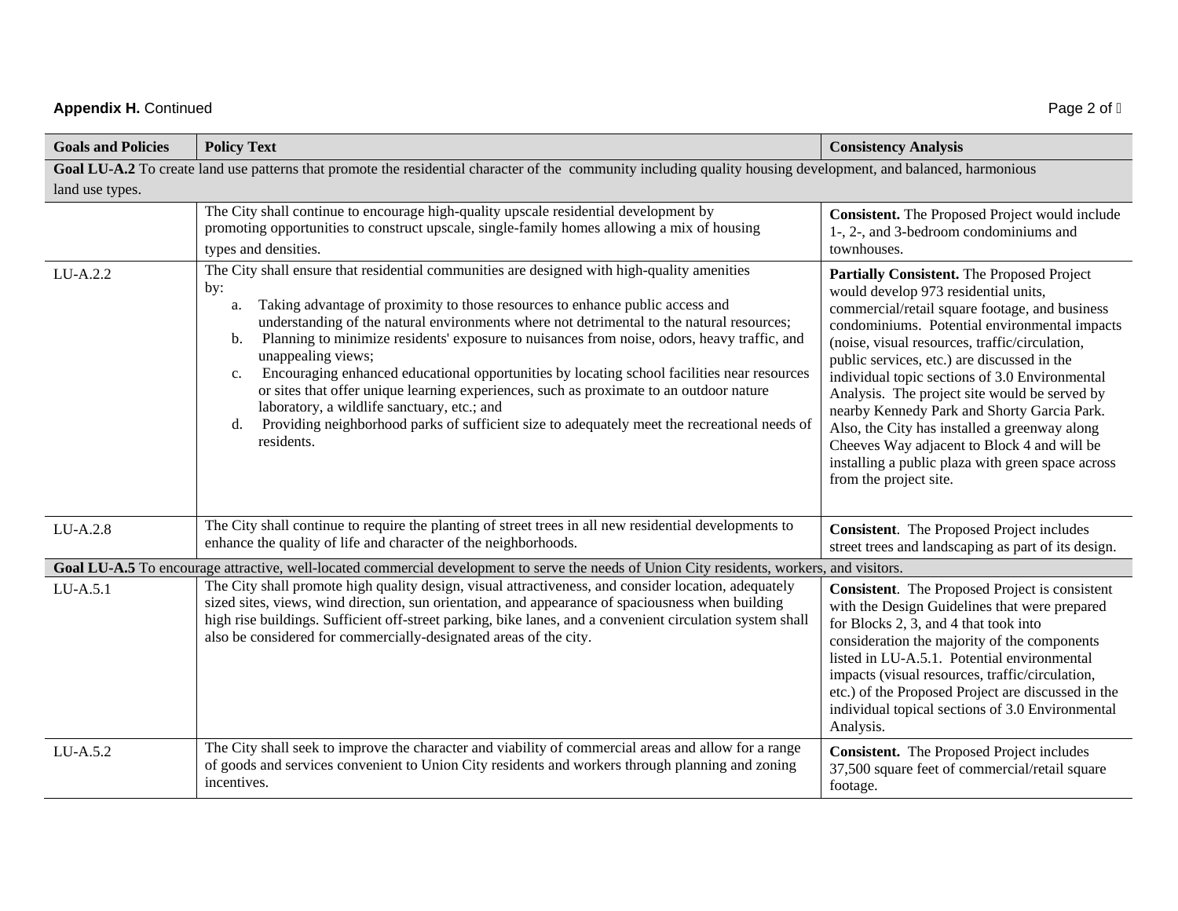**Appendix H.** Continued

| Goals and Policies | Policy Text | Consistency Analysis |
|---|---|---|
| **Goal LU-A.2** To create land use patterns that promote the residential character of the community including quality housing development, and balanced, harmonious land use types. | | |
| | The City shall continue to encourage high-quality upscale residential development by promoting opportunities to construct upscale, single-family homes allowing a mix of housing types and densities. | **Consistent.** The Proposed Project would include 1-, 2-, and 3-bedroom condominiums and townhouses. |
| LU-A.2.2 | The City shall ensure that residential communities are designed with high-quality amenities by: a. Taking advantage of proximity to those resources to enhance public access and understanding of the natural environments where not detrimental to the natural resources; b. Planning to minimize residents' exposure to nuisances from noise, odors, heavy traffic, and unappealing views; c. Encouraging enhanced educational opportunities by locating school facilities near resources or sites that offer unique learning experiences, such as proximate to an outdoor nature laboratory, a wildlife sanctuary, etc.; and d. Providing neighborhood parks of sufficient size to adequately meet the recreational needs of residents. | **Partially Consistent.** The Proposed Project would develop 973 residential units, commercial/retail square footage, and business condominiums. Potential environmental impacts (noise, visual resources, traffic/circulation, public services, etc.) are discussed in the individual topic sections of 3.0 Environmental Analysis. The project site would be served by nearby Kennedy Park and Shorty Garcia Park. Also, the City has installed a greenway along Cheeves Way adjacent to Block 4 and will be installing a public plaza with green space across from the project site. |
| LU-A.2.8 | The City shall continue to require the planting of street trees in all new residential developments to enhance the quality of life and character of the neighborhoods. | **Consistent**. The Proposed Project includes street trees and landscaping as part of its design. |
| **Goal LU-A.5** To encourage attractive, well-located commercial development to serve the needs of Union City residents, workers, and visitors. | | |
| LU-A.5.1 | The City shall promote high quality design, visual attractiveness, and consider location, adequately sized sites, views, wind direction, sun orientation, and appearance of spaciousness when building high rise buildings. Sufficient off-street parking, bike lanes, and a convenient circulation system shall also be considered for commercially-designated areas of the city. | **Consistent**. The Proposed Project is consistent with the Design Guidelines that were prepared for Blocks 2, 3, and 4 that took into consideration the majority of the components listed in LU-A.5.1. Potential environmental impacts (visual resources, traffic/circulation, etc.) of the Proposed Project are discussed in the individual topical sections of 3.0 Environmental Analysis. |
| LU-A.5.2 | The City shall seek to improve the character and viability of commercial areas and allow for a range of goods and services convenient to Union City residents and workers through planning and zoning incentives. | **Consistent.** The Proposed Project includes 37,500 square feet of commercial/retail square footage. |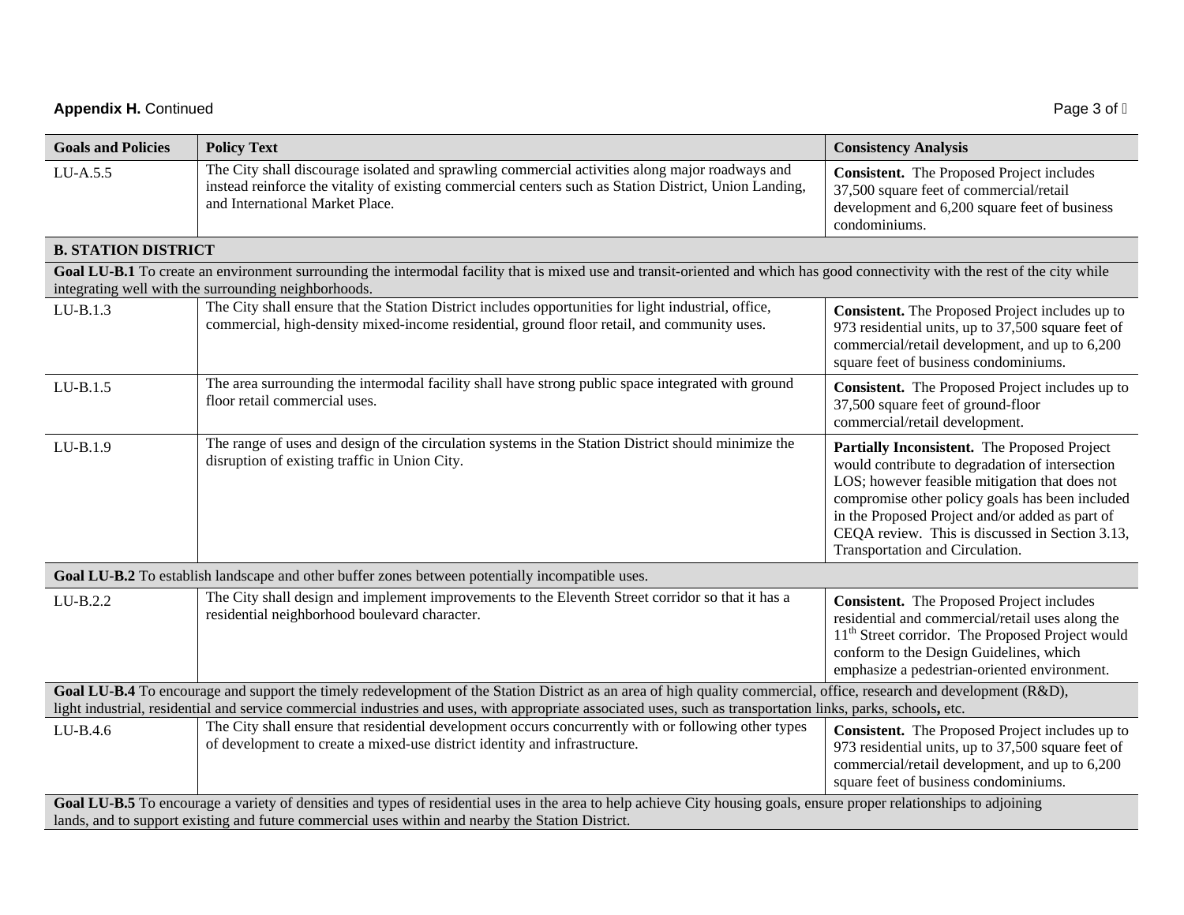**Appendix H.** Continued

| Goals and Policies | Policy Text | Consistency Analysis |
|---|---|---|
| LU-A.5.5 | The City shall discourage isolated and sprawling commercial activities along major roadways and instead reinforce the vitality of existing commercial centers such as Station District, Union Landing, and International Market Place. | **Consistent.** The Proposed Project includes 37,500 square feet of commercial/retail development and 6,200 square feet of business condominiums. |
| **B. STATION DISTRICT** | | |
| **Goal LU-B.1** To create an environment surrounding the intermodal facility that is mixed use and transit-oriented and which has good connectivity with the rest of the city while integrating well with the surrounding neighborhoods. | | |
| LU-B.1.3 | The City shall ensure that the Station District includes opportunities for light industrial, office, commercial, high-density mixed-income residential, ground floor retail, and community uses. | **Consistent.** The Proposed Project includes up to 973 residential units, up to 37,500 square feet of commercial/retail development, and up to 6,200 square feet of business condominiums. |
| LU-B.1.5 | The area surrounding the intermodal facility shall have strong public space integrated with ground floor retail commercial uses. | **Consistent.** The Proposed Project includes up to 37,500 square feet of ground-floor commercial/retail development. |
| LU-B.1.9 | The range of uses and design of the circulation systems in the Station District should minimize the disruption of existing traffic in Union City. | **Partially Inconsistent.** The Proposed Project would contribute to degradation of intersection LOS; however feasible mitigation that does not compromise other policy goals has been included in the Proposed Project and/or added as part of CEQA review. This is discussed in Section 3.13, Transportation and Circulation. |
| **Goal LU-B.2** To establish landscape and other buffer zones between potentially incompatible uses. | | |
| LU-B.2.2 | The City shall design and implement improvements to the Eleventh Street corridor so that it has a residential neighborhood boulevard character. | **Consistent.** The Proposed Project includes residential and commercial/retail uses along the 11th Street corridor. The Proposed Project would conform to the Design Guidelines, which emphasize a pedestrian-oriented environment. |
| **Goal LU-B.4** To encourage and support the timely redevelopment of the Station District as an area of high quality commercial, office, research and development (R&D), light industrial, residential and service commercial industries and uses, with appropriate associated uses, such as transportation links, parks, schools, etc. | | |
| LU-B.4.6 | The City shall ensure that residential development occurs concurrently with or following other types of development to create a mixed-use district identity and infrastructure. | **Consistent.** The Proposed Project includes up to 973 residential units, up to 37,500 square feet of commercial/retail development, and up to 6,200 square feet of business condominiums. |
| **Goal LU-B.5** To encourage a variety of densities and types of residential uses in the area to help achieve City housing goals, ensure proper relationships to adjoining lands, and to support existing and future commercial uses within and nearby the Station District. | | |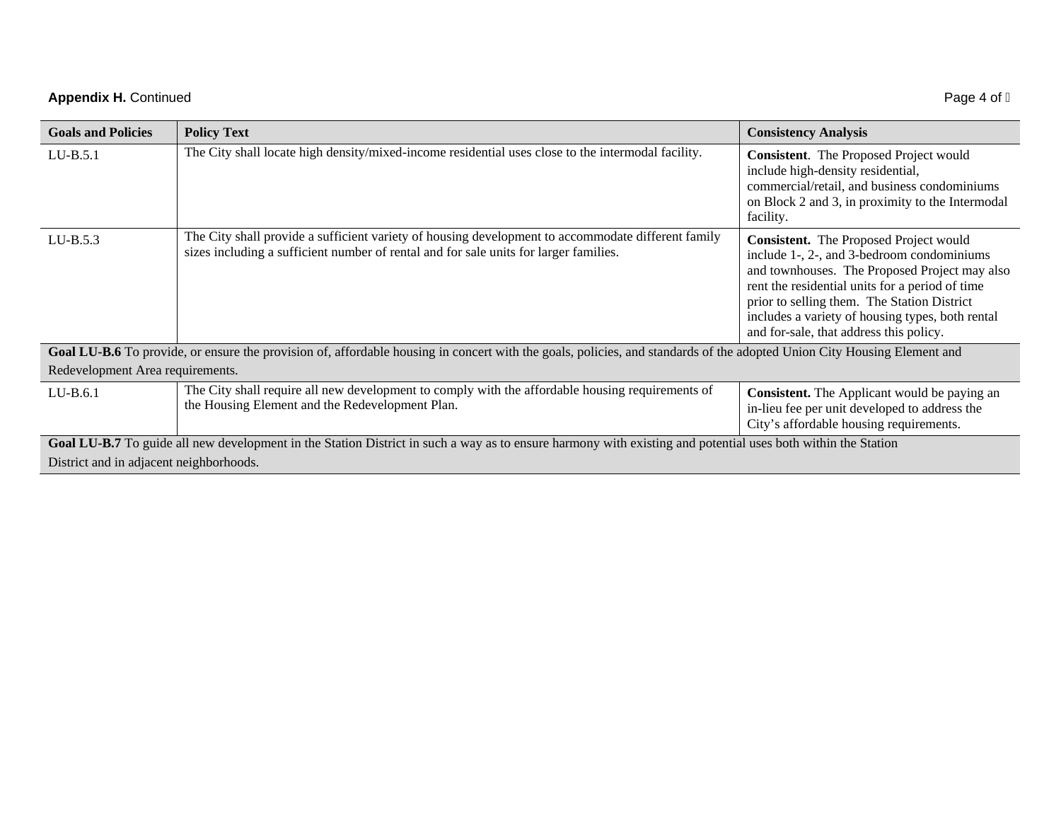| Goals and Policies | Policy Text | Consistency Analysis |
|---|---|---|
| LU-B.5.1 | The City shall locate high density/mixed-income residential uses close to the intermodal facility. | **Consistent**. The Proposed Project would include high-density residential, commercial/retail, and business condominiums on Block 2 and 3, in proximity to the Intermodal facility. |
| LU-B.5.3 | The City shall provide a sufficient variety of housing development to accommodate different family sizes including a sufficient number of rental and for sale units for larger families. | **Consistent.** The Proposed Project would include 1-, 2-, and 3-bedroom condominiums and townhouses. The Proposed Project may also rent the residential units for a period of time prior to selling them. The Station District includes a variety of housing types, both rental and for-sale, that address this policy. |
| **Goal LU-B.6** To provide, or ensure the provision of, affordable housing in concert with the goals, policies, and standards of the adopted Union City Housing Element and Redevelopment Area requirements. | | |
| LU-B.6.1 | The City shall require all new development to comply with the affordable housing requirements of the Housing Element and the Redevelopment Plan. | **Consistent.** The Applicant would be paying an in-lieu fee per unit developed to address the City's affordable housing requirements. |
| **Goal LU-B.7** To guide all new development in the Station District in such a way as to ensure harmony with existing and potential uses both within the Station District and in adjacent neighborhoods. | | |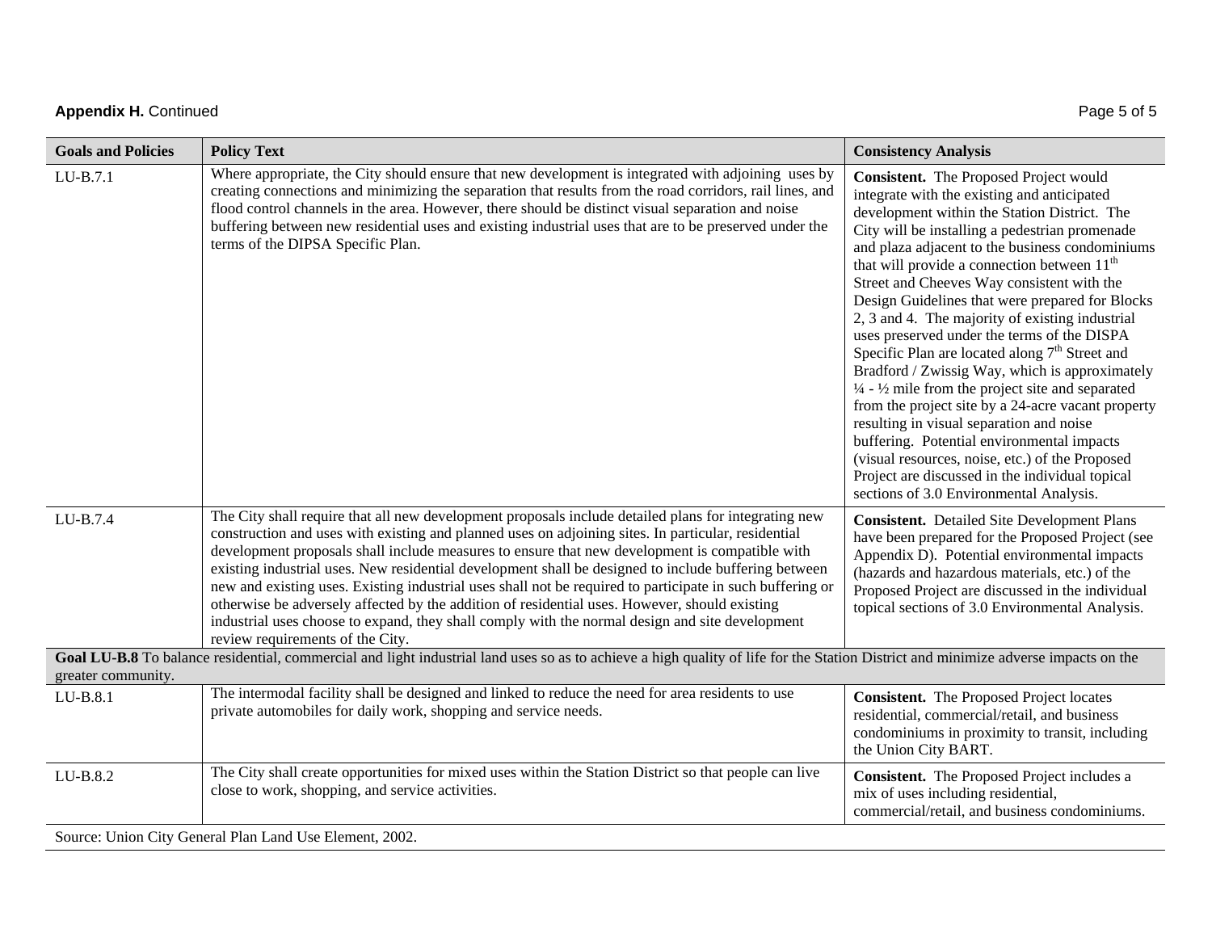**Appendix H.** Continued

| Goals and Policies | Policy Text | Consistency Analysis |
|---|---|---|
| LU-B.7.1 | Where appropriate, the City should ensure that new development is integrated with adjoining uses by creating connections and minimizing the separation that results from the road corridors, rail lines, and flood control channels in the area. However, there should be distinct visual separation and noise buffering between new residential uses and existing industrial uses that are to be preserved under the terms of the DIPSA Specific Plan. | **Consistent.** The Proposed Project would integrate with the existing and anticipated development within the Station District. The City will be installing a pedestrian promenade and plaza adjacent to the business condominiums that will provide a connection between 11th Street and Cheeves Way consistent with the Design Guidelines that were prepared for Blocks 2, 3 and 4. The majority of existing industrial uses preserved under the terms of the DISPA Specific Plan are located along 7th Street and Bradford / Zwissig Way, which is approximately ¼ - ½ mile from the project site and separated from the project site by a 24-acre vacant property resulting in visual separation and noise buffering. Potential environmental impacts (visual resources, noise, etc.) of the Proposed Project are discussed in the individual topical sections of 3.0 Environmental Analysis. |
| LU-B.7.4 | The City shall require that all new development proposals include detailed plans for integrating new construction and uses with existing and planned uses on adjoining sites. In particular, residential development proposals shall include measures to ensure that new development is compatible with existing industrial uses. New residential development shall be designed to include buffering between new and existing uses. Existing industrial uses shall not be required to participate in such buffering or otherwise be adversely affected by the addition of residential uses. However, should existing industrial uses choose to expand, they shall comply with the normal design and site development review requirements of the City. | **Consistent.** Detailed Site Development Plans have been prepared for the Proposed Project (see Appendix D). Potential environmental impacts (hazards and hazardous materials, etc.) of the Proposed Project are discussed in the individual topical sections of 3.0 Environmental Analysis. |
| **Goal LU-B.8** To balance residential, commercial and light industrial land uses so as to achieve a high quality of life for the Station District and minimize adverse impacts on the greater community. | | |
| LU-B.8.1 | The intermodal facility shall be designed and linked to reduce the need for area residents to use private automobiles for daily work, shopping and service needs. | **Consistent.** The Proposed Project locates residential, commercial/retail, and business condominiums in proximity to transit, including the Union City BART. |
| LU-B.8.2 | The City shall create opportunities for mixed uses within the Station District so that people can live close to work, shopping, and service activities. | **Consistent.** The Proposed Project includes a mix of uses including residential, commercial/retail, and business condominiums. |

Source: Union City General Plan Land Use Element, 2002.